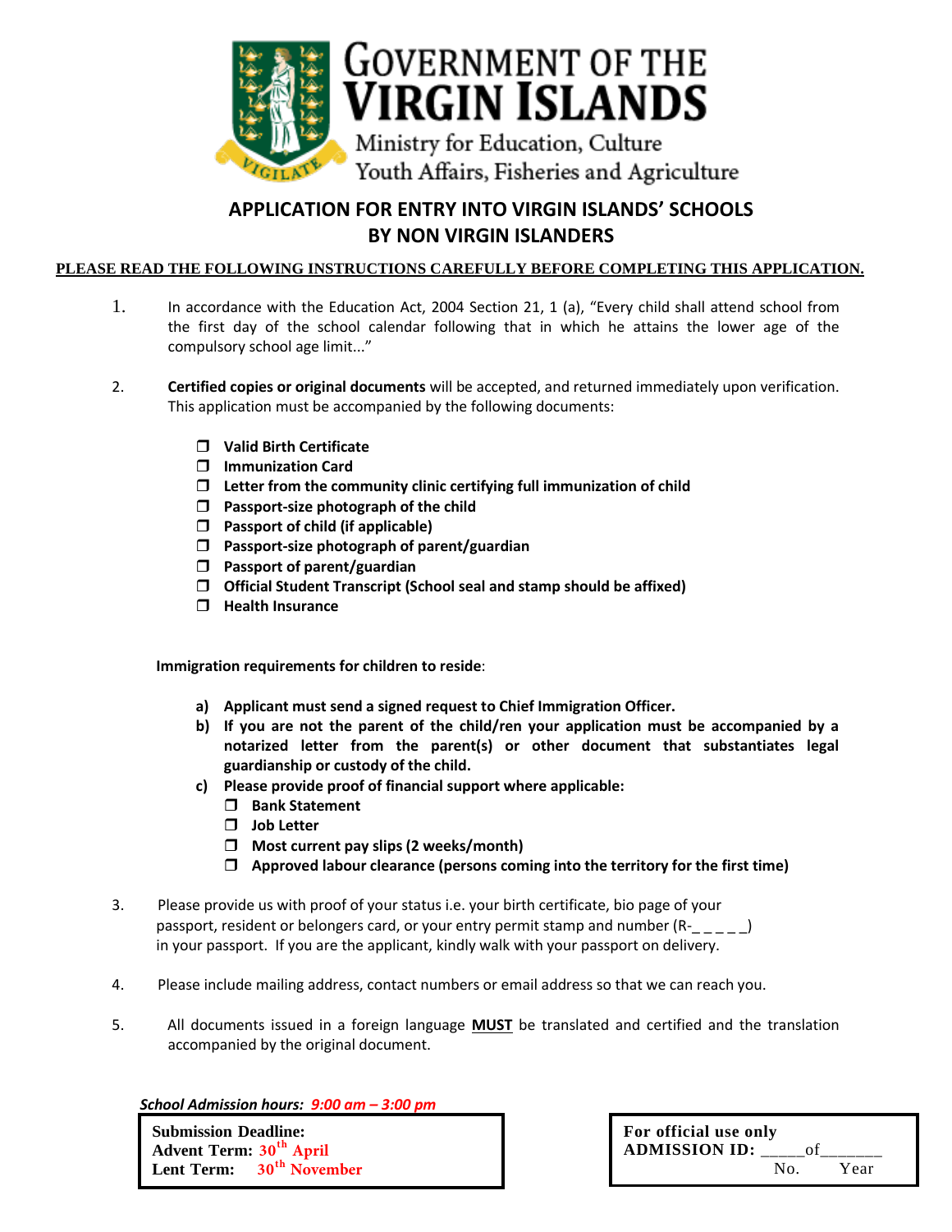# GOVERNMENT OF THE VIRGIN ISLANDS

Ministry for Education, Culture Youth Affairs, Fisheries and Agriculture

## APPLICATION FOR ENTRY INTO VIRGIN ISLANDS' SCHOOLS BY NON VIRGIN ISLANDERS

**PLEASE READ THE FOLLOWING INSTRUCTIONS CAREFULLY BEFORE COMPLETING THIS APPLICATION.**

1. In accordance with the Education Act, 2004 Section 21, 1 (a), "Every child shall attend school from the first day of the school calendar following that in which he attains the lower age of the compulsory school age limit..."

2. **Certified copies or original documents** will be accepted, and returned immediately upon verification. This application must be accompanied by the following documents:

   - ❒ **Valid Birth Certificate**
   - ❒ **Immunization Card**
   - ❒ **Letter from the community clinic certifying full immunization of child**
   - ❒ **Passport-size photograph of the child**
   - ❒ **Passport of child (if applicable)**
   - ❒ **Passport-size photograph of parent/guardian**
   - ❒ **Passport of parent/guardian**
   - ❒ **Official Student Transcript (School seal and stamp should be affixed)**
   - ❒ **Health Insurance**

   **Immigration requirements for children to reside**:

   a) **Applicant must send a signed request to Chief Immigration Officer.**
   b) **If you are not the parent of the child/ren your application must be accompanied by a notarized letter from the parent(s) or other document that substantiates legal guardianship or custody of the child.**
   c) **Please provide proof of financial support where applicable:**
      - ❒ **Bank Statement**
      - ❒ **Job Letter**
      - ❒ **Most current pay slips (2 weeks/month)**
      - ❒ **Approved labour clearance (persons coming into the territory for the first time)**

3. Please provide us with proof of your status i.e. your birth certificate, bio page of your passport, resident or belongers card, or your entry permit stamp and number (R-_ _ _ _ _) in your passport. If you are the applicant, kindly walk with your passport on delivery.

4. Please include mailing address, contact numbers or email address so that we can reach you.

5. All documents issued in a foreign language **MUST** be translated and certified and the translation accompanied by the original document.

***School Admission hours: 9:00 am – 3:00 pm***

**Submission Deadline:**
**Advent Term: 30th April**
**Lent Term: 30th November**

**For official use only**
**ADMISSION ID:** _____of_______
No. Year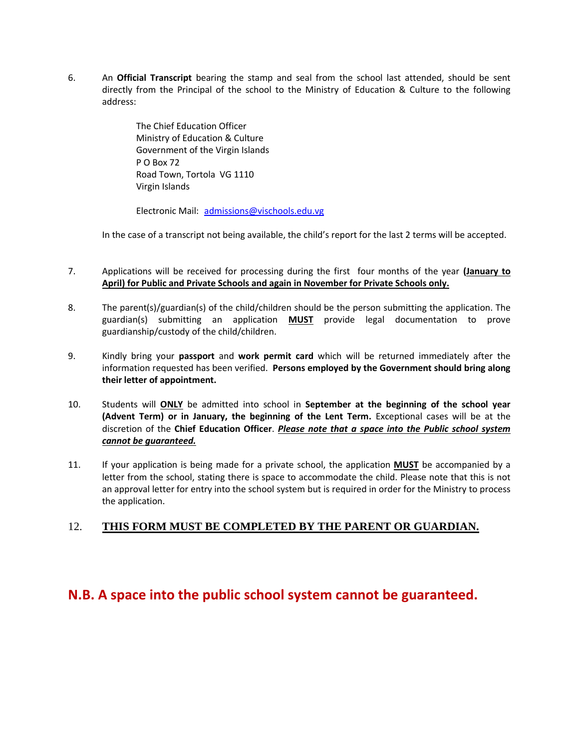6. An **Official Transcript** bearing the stamp and seal from the school last attended, should be sent directly from the Principal of the school to the Ministry of Education & Culture to the following address:

   The Chief Education Officer
   Ministry of Education & Culture
   Government of the Virgin Islands
   P O Box 72
   Road Town, Tortola VG 1110
   Virgin Islands

   Electronic Mail: admissions@vischools.edu.vg

   In the case of a transcript not being available, the child's report for the last 2 terms will be accepted.

7. Applications will be received for processing during the first four months of the year **<u>(January to April) for Public and Private Schools and again in November for Private Schools only.</u>**

8. The parent(s)/guardian(s) of the child/children should be the person submitting the application. The guardian(s) submitting an application **<u>MUST</u>** provide legal documentation to prove guardianship/custody of the child/children.

9. Kindly bring your **passport** and **work permit card** which will be returned immediately after the information requested has been verified. **Persons employed by the Government should bring along their letter of appointment.**

10. Students will **<u>ONLY</u>** be admitted into school in **September at the beginning of the school year (Advent Term) or in January, the beginning of the Lent Term.** Exceptional cases will be at the discretion of the **Chief Education Officer**. ***<u>Please note that a space into the Public school system cannot be guaranteed.</u>***

11. If your application is being made for a private school, the application **<u>MUST</u>** be accompanied by a letter from the school, stating there is space to accommodate the child. Please note that this is not an approval letter for entry into the school system but is required in order for the Ministry to process the application.

12. **<u>THIS FORM MUST BE COMPLETED BY THE PARENT OR GUARDIAN.</u>**

**N.B. A space into the public school system cannot be guaranteed.**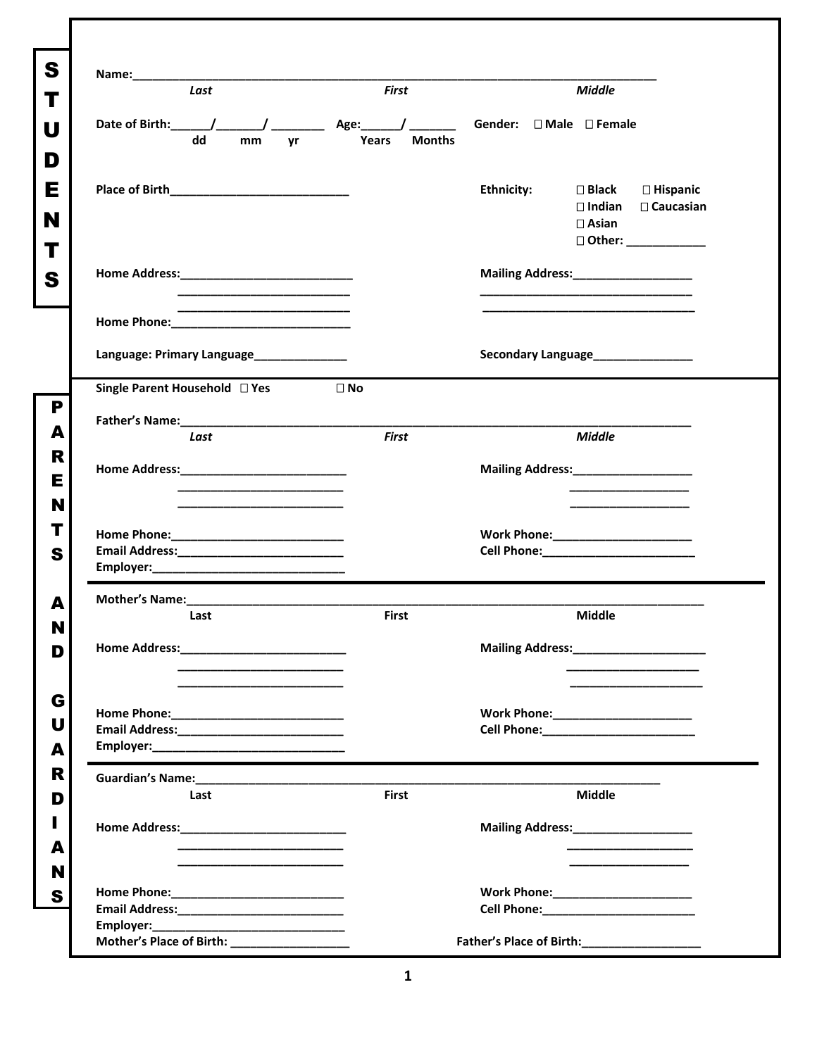## STUDENTS

**Name:**_______________________________________________________________________________

*Last* *First* *Middle*

**Date of Birth:**______/_______/ ________ **Age:**______/ _______ **Gender:** ☐ Male ☐ Female

dd mm yr Years Months

**Place of Birth**____________________________

**Ethnicity:** ☐ Black ☐ Hispanic ☐ Indian ☐ Caucasian ☐ Asian ☐ Other: ____________

**Home Address:**___________________________
___________________________
___________________________

**Mailing Address:**__________________
__________________________________
__________________________________

**Home Phone:**____________________________

**Language: Primary Language**______________

**Secondary Language**_______________

## PARENTS AND GUARDIANS

**Single Parent Household** ☐ Yes ☐ No

**Father's Name:**_______________________________________________________________________________

*Last* *First* *Middle*

**Home Address:**__________________________
__________________________
__________________________

**Mailing Address:**__________________
__________________
__________________

**Home Phone:**__________________________

**Work Phone:**_____________________

**Email Address:**_________________________

**Cell Phone:**________________________

**Employer:**______________________________

---

**Mother's Name:**_______________________________________________________________________________

Last First Middle

**Home Address:**__________________________
__________________________
__________________________

**Mailing Address:**____________________
____________________
____________________

**Home Phone:**__________________________

**Work Phone:**_____________________

**Email Address:**_________________________

**Cell Phone:**________________________

**Employer:**______________________________

---

**Guardian's Name:**__________________________________________________________________________

Last First Middle

**Home Address:**__________________________
__________________________
__________________________

**Mailing Address:**__________________
__________________
__________________

**Home Phone:**__________________________

**Work Phone:**_____________________

**Email Address:**_________________________

**Cell Phone:**________________________

**Employer:**______________________________

**Mother's Place of Birth:** __________________

**Father's Place of Birth:**__________________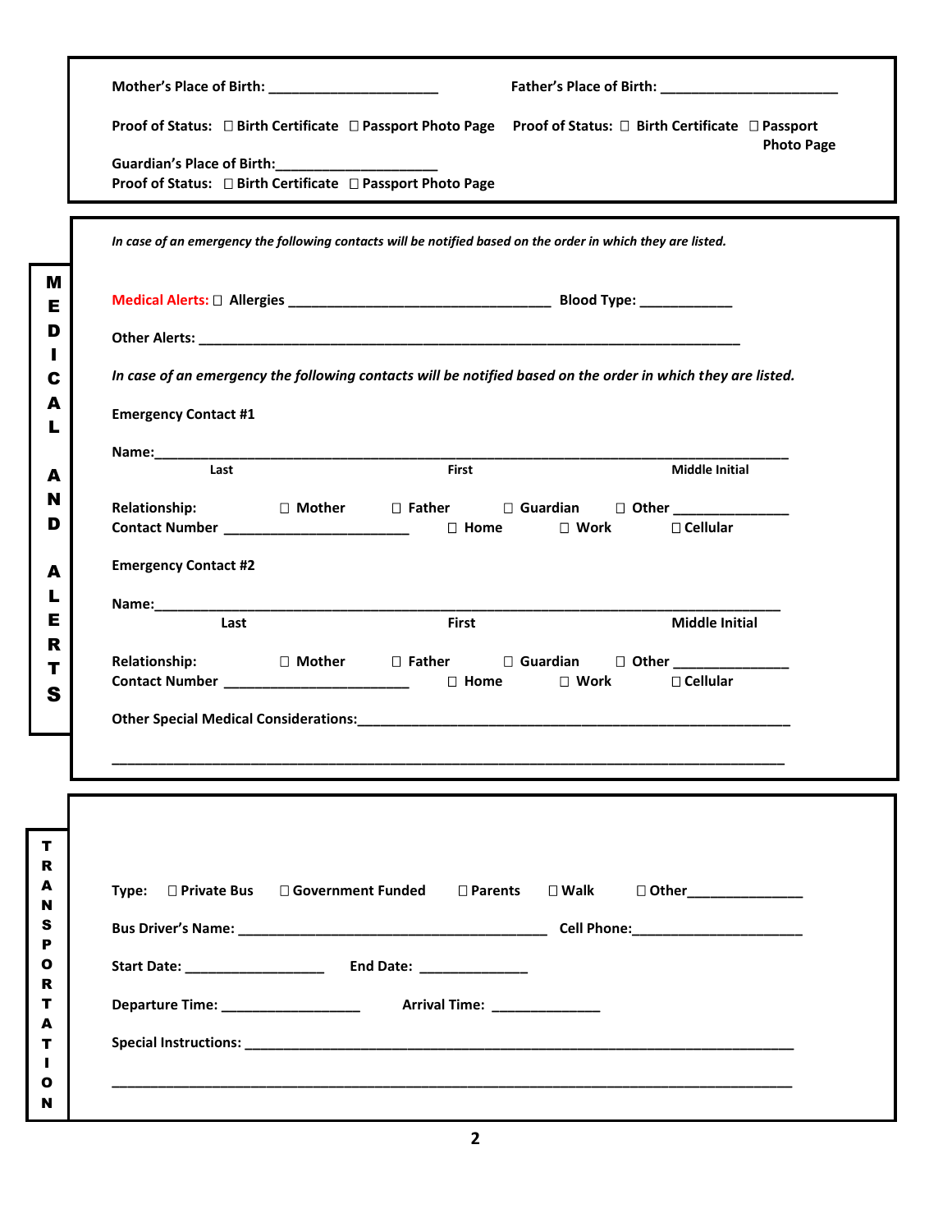**Mother's Place of Birth:** ______________________

**Proof of Status:** ☐ Birth Certificate ☐ Passport Photo Page

**Father's Place of Birth:** ______________________

**Proof of Status:** ☐ Birth Certificate ☐ Passport Photo Page

**Guardian's Place of Birth:** ____________________

**Proof of Status:** ☐ Birth Certificate ☐ Passport Photo Page

---

## MEDICAL AND ALERTS

***In case of an emergency the following contacts will be notified based on the order in which they are listed.***

**Medical Alerts:** ☐ **Allergies** _________________________________ **Blood Type:** ____________

**Other Alerts:** ______________________________________________________________________

***In case of an emergency the following contacts will be notified based on the order in which they are listed.***

**Emergency Contact #1**

**Name:** ______________________________________________________________________________

Last | First | Middle Initial

**Relationship:** ☐ Mother ☐ Father ☐ Guardian ☐ Other _______________

**Contact Number** ________________________ ☐ Home ☐ Work ☐ Cellular

**Emergency Contact #2**

**Name:** ______________________________________________________________________________

Last | First | Middle Initial

**Relationship:** ☐ Mother ☐ Father ☐ Guardian ☐ Other _______________

**Contact Number** ________________________ ☐ Home ☐ Work ☐ Cellular

**Other Special Medical Considerations:** _____________________________________________________

_______________________________________________________________________________________

---

## TRANSPORTATION

**Type:** ☐ Private Bus ☐ Government Funded ☐ Parents ☐ Walk ☐ Other _______________

**Bus Driver's Name:** ________________________________________ **Cell Phone:** ______________________

**Start Date:** __________________ **End Date:** ______________

**Departure Time:** __________________ **Arrival Time:** ______________

**Special Instructions:** _____________________________________________________________________

_______________________________________________________________________________________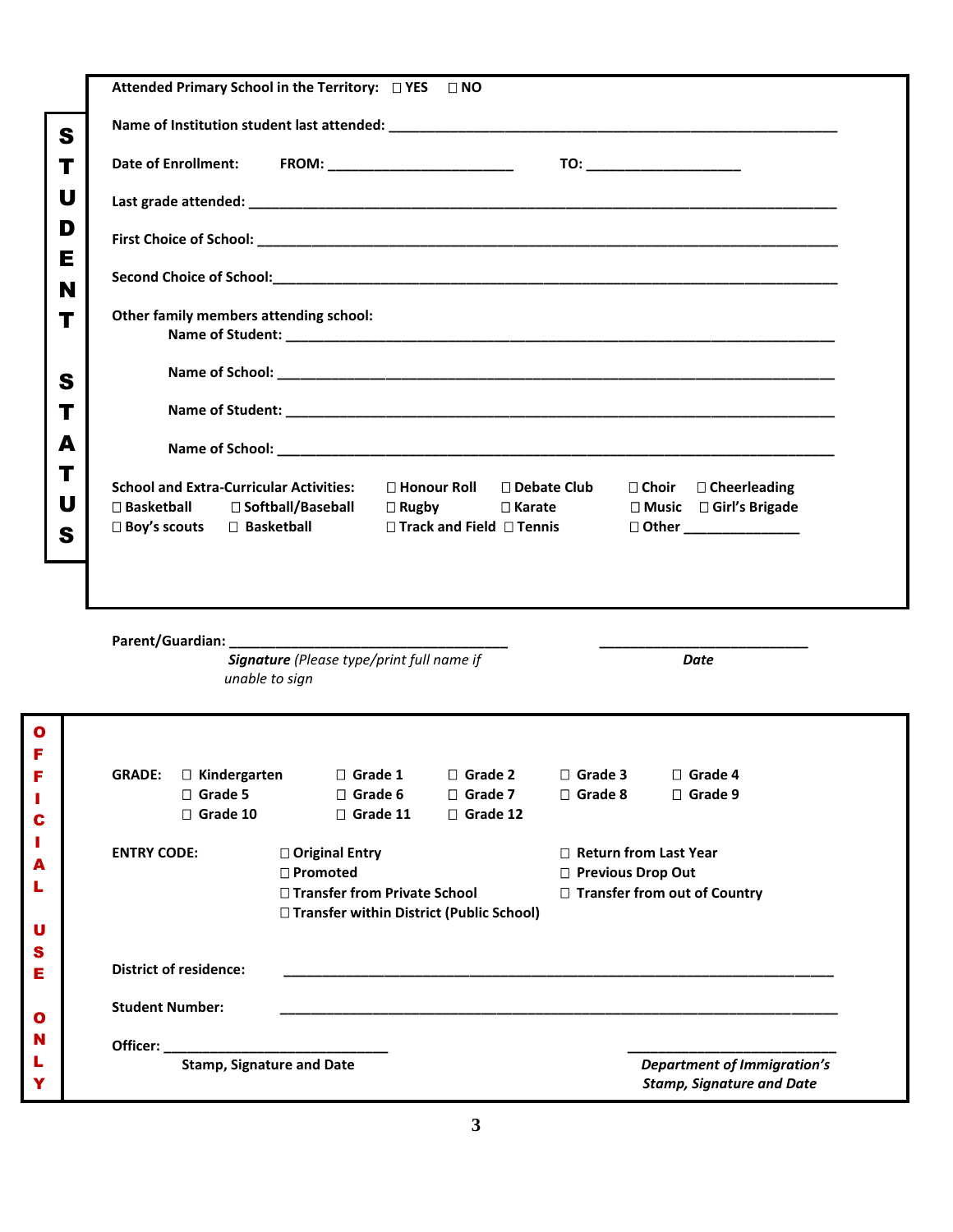## STUDENT STATUS

**Attended Primary School in the Territory:** ☐ YES ☐ NO

**Name of Institution student last attended:** ______________________________

**Date of Enrollment:** **FROM:** ____________________ **TO:** ____________________

**Last grade attended:** ______________________________

**First Choice of School:** ______________________________

**Second Choice of School:** ______________________________

**Other family members attending school:**

- **Name of Student:** ______________________________
- **Name of School:** ______________________________
- **Name of Student:** ______________________________
- **Name of School:** ______________________________

**School and Extra-Curricular Activities:**

| | | | | | |
|---|---|---|---|---|---|
| ☐ Basketball | ☐ Softball/Baseball | ☐ Honour Roll | ☐ Debate Club | ☐ Choir | ☐ Cheerleading |
| ☐ Boy's scouts | ☐ Basketball | ☐ Rugby | ☐ Karate | ☐ Music | ☐ Girl's Brigade |
| | | ☐ Track and Field | ☐ Tennis | ☐ Other ______________ | |

**Parent/Guardian:** ______________________________ ______________________________

***Signature*** *(Please type/print full name if unable to sign* ***Date***

## OFFICIAL USE ONLY

**GRADE:**

| | | | | |
|---|---|---|---|---|
| ☐ Kindergarten | ☐ Grade 1 | ☐ Grade 2 | ☐ Grade 3 | ☐ Grade 4 |
| ☐ Grade 5 | ☐ Grade 6 | ☐ Grade 7 | ☐ Grade 8 | ☐ Grade 9 |
| ☐ Grade 10 | ☐ Grade 11 | ☐ Grade 12 | | |

**ENTRY CODE:**

| | |
|---|---|
| ☐ Original Entry | ☐ Return from Last Year |
| ☐ Promoted | ☐ Previous Drop Out |
| ☐ Transfer from Private School | ☐ Transfer from out of Country |
| ☐ Transfer within District (Public School) | |

**District of residence:** ______________________________

**Student Number:** ______________________________

**Officer:** ______________________________ ______________________________

**Stamp, Signature and Date** ***Department of Immigration's Stamp, Signature and Date***